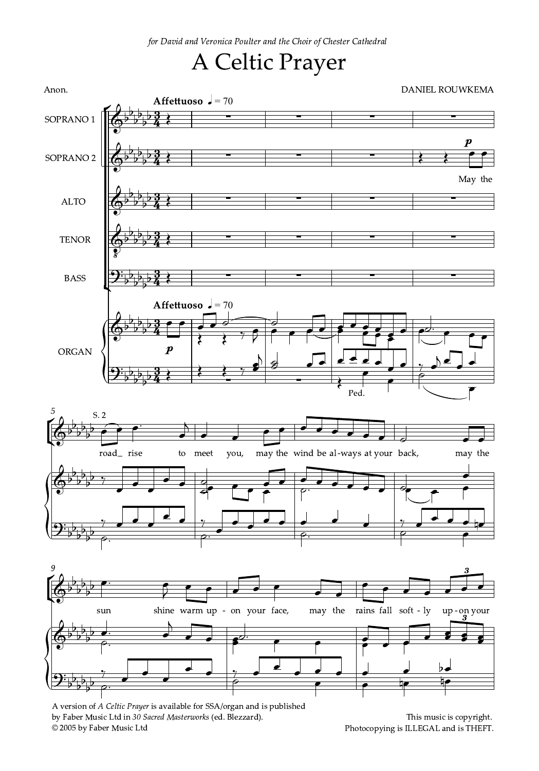*for David and Veronica Poulter and the Choir of Chester Cathedral*

# A Celtic Prayer

Anon.

DANIEL ROUWKEMA

A version of *A Celtic Prayer* is available for SSA/organ and is published by Faber Music Ltd in *30 Sacred Masterworks* (ed. Blezzard).
© 2005 by Faber Music Ltd

This music is copyright.
Photocopying is ILLEGAL and is THEFT.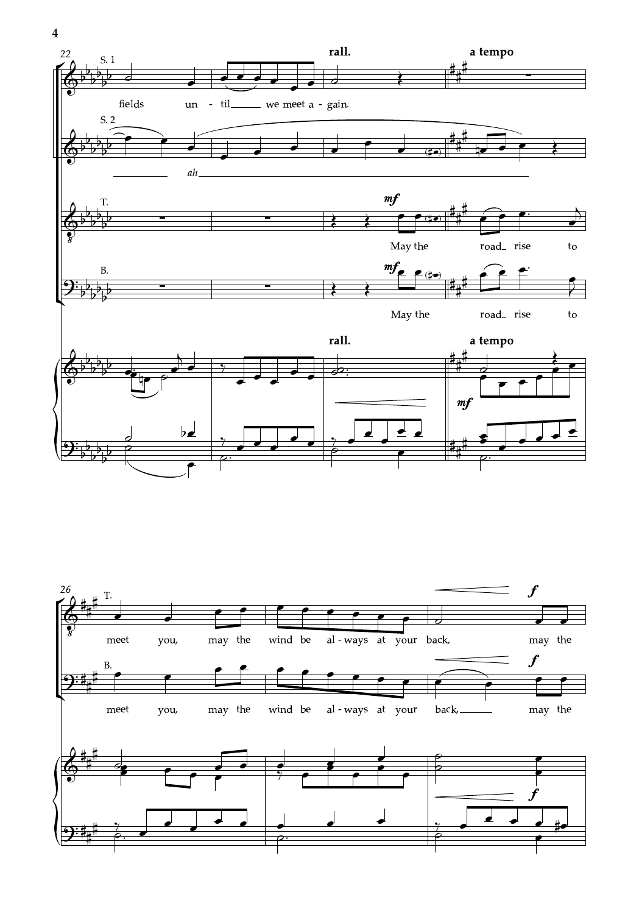22

**rall.** **a tempo**

S. 1

fields un - til we meet a - gain.

S. 2

*ah*

T.

*mf*

May the road rise to

B.

*mf*

May the road rise to

**rall.** **a tempo**

*mf*

26

T.

*f*

meet you, may the wind be al - ways at your back, may the

B.

*f*

meet you, may the wind be al - ways at your back, may the

*f*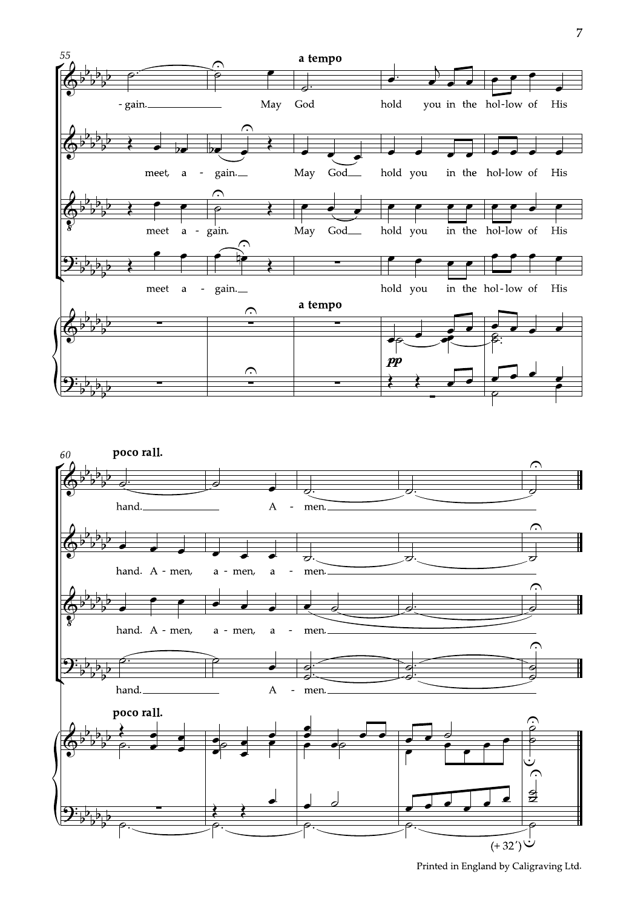a tempo

- gain. May God hold you in the hol-low of His

meet, a - gain. May God hold you in the hol-low of His

meet a - gain. May God hold you in the hol-low of His

meet a - gain. hold you in the hol-low of His

a tempo

*pp*

poco rall.

hand. A - men.

hand. A - men, a - men, a - men.

hand. A - men, a - men, a - men.

hand. A - men.

poco rall.

(+ 32′)

Printed in England by Caligraving Ltd.